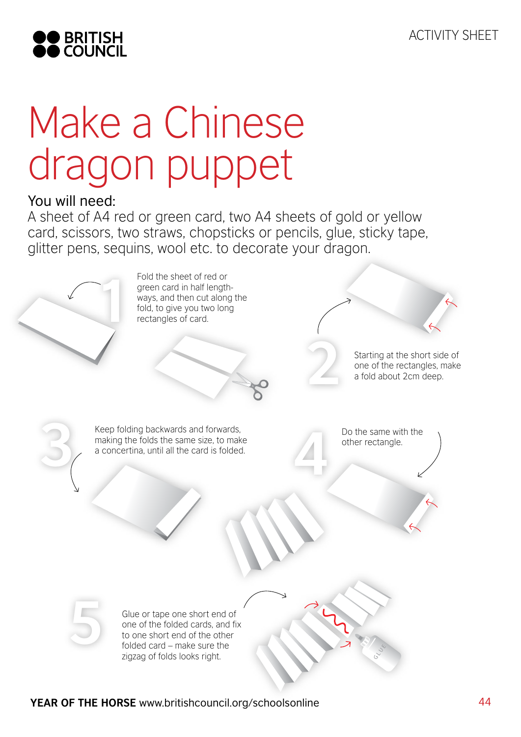# Make a Chinese dragon puppet

**You will need:**

A sheet of A4 red or green card, two A4 sheets of gold or yellow card, scissors, two straws, chopsticks or pencils, glue, sticky tape, glitter pens, sequins, wool etc. to decorate your dragon.

1. Fold the sheet of red or green card in half length-ways, and then cut along the fold, to give you two long rectangles of card.

2. Starting at the short side of one of the rectangles, make a fold about 2cm deep.

3. Keep folding backwards and forwards, making the folds the same size, to make a concertina, until all the card is folded.

4. Do the same with the other rectangle.

5. Glue or tape one short end of one of the folded cards, and fix to one short end of the other folded card – make sure the zigzag of folds looks right.

**YEAR OF THE HORSE** www.britishcouncil.org/schoolsonline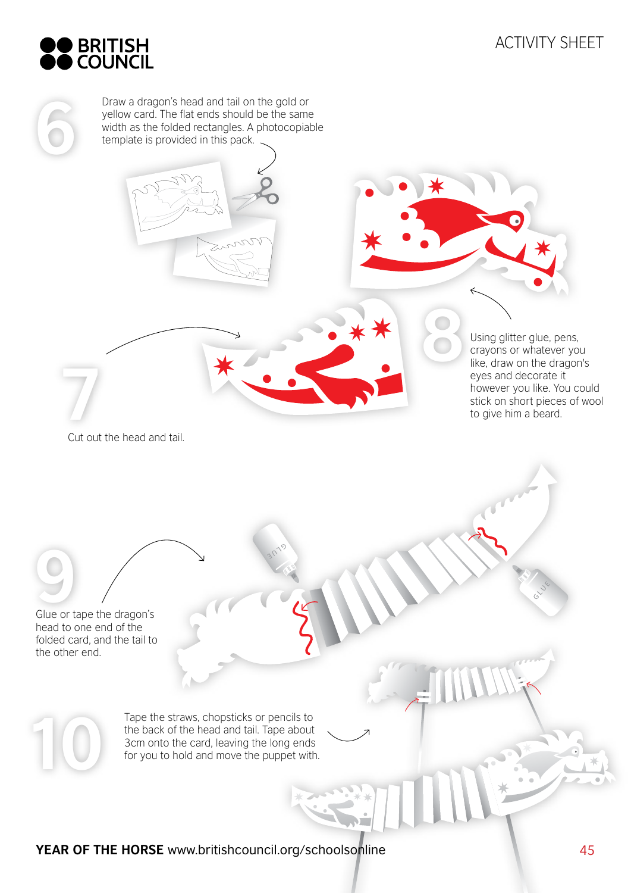ACTIVITY SHEET

**6** Draw a dragon's head and tail on the gold or yellow card. The flat ends should be the same width as the folded rectangles. A photocopiable template is provided in this pack.

**7** Cut out the head and tail.

**8** Using glitter glue, pens, crayons or whatever you like, draw on the dragon's eyes and decorate it however you like. You could stick on short pieces of wool to give him a beard.

**9** Glue or tape the dragon's head to one end of the folded card, and the tail to the other end.

**10** Tape the straws, chopsticks or pencils to the back of the head and tail. Tape about 3cm onto the card, leaving the long ends for you to hold and move the puppet with.

**YEAR OF THE HORSE** www.britishcouncil.org/schoolsonline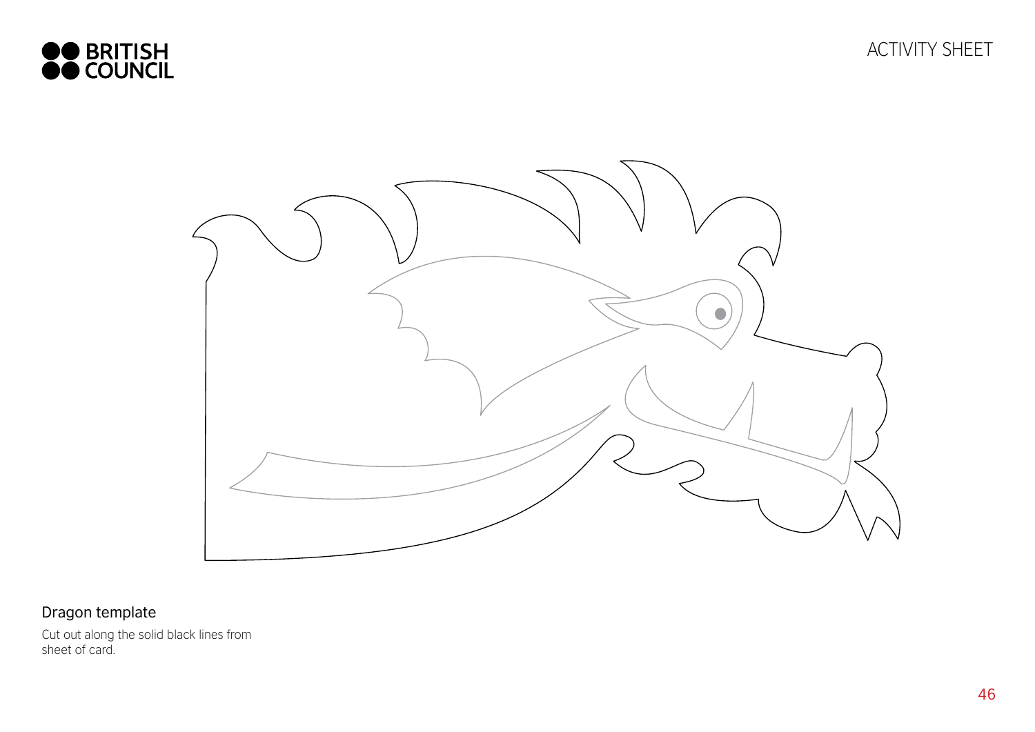ACTIVITY SHEET

Dragon template

Cut out along the solid black lines from sheet of card.